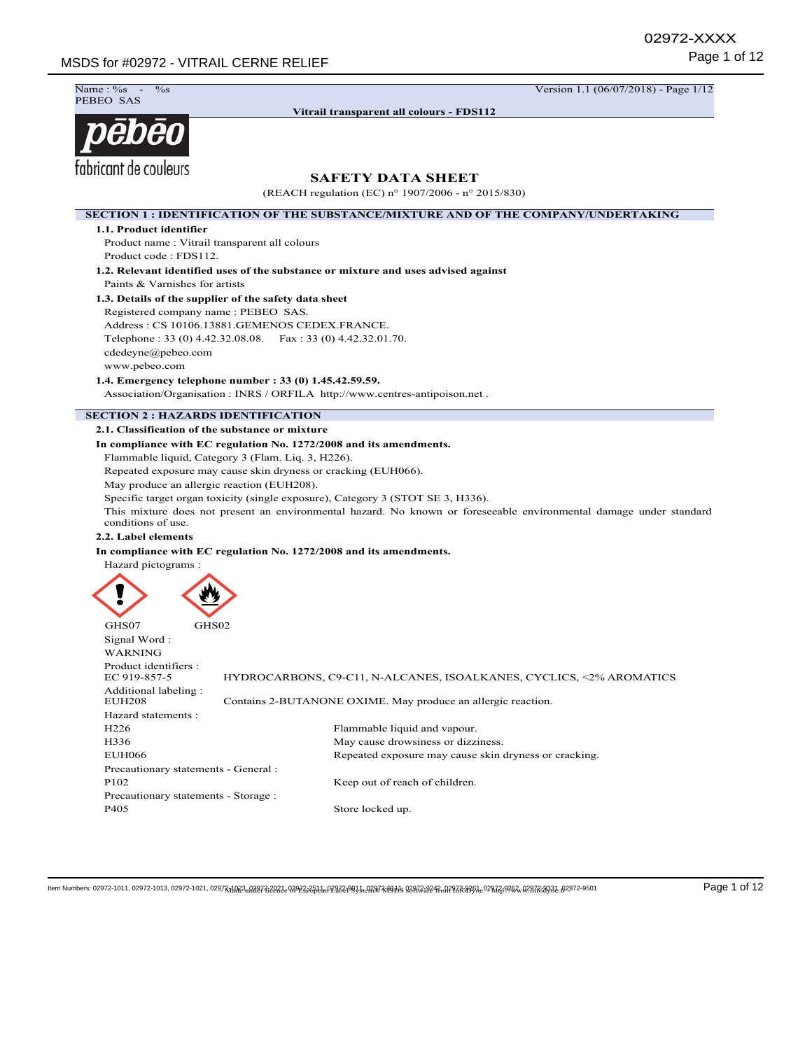Name : %s - %s
PEBEO SAS

Version 1.1 (06/07/2018)

**Vitrail transparent all colours - FDS112**

pēbēo
fabricant de couleurs

# SAFETY DATA SHEET

(REACH regulation (EC) n° 1907/2006 - n° 2015/830)

## SECTION 1 : IDENTIFICATION OF THE SUBSTANCE/MIXTURE AND OF THE COMPANY/UNDERTAKING

### 1.1. Product identifier

Product name : Vitrail transparent all colours

Product code : FDS112.

### 1.2. Relevant identified uses of the substance or mixture and uses advised against

Paints & Varnishes for artists

### 1.3. Details of the supplier of the safety data sheet

Registered company name : PEBEO SAS.

Address : CS 10106.13881.GEMENOS CEDEX.FRANCE.

Telephone : 33 (0) 4.42.32.08.08. Fax : 33 (0) 4.42.32.01.70.

cdedeyne@pebeo.com

www.pebeo.com

### 1.4. Emergency telephone number : 33 (0) 1.45.42.59.59.

Association/Organisation : INRS / ORFILA http://www.centres-antipoison.net .

## SECTION 2 : HAZARDS IDENTIFICATION

### 2.1. Classification of the substance or mixture

**In compliance with EC regulation No. 1272/2008 and its amendments.**

Flammable liquid, Category 3 (Flam. Liq. 3, H226).

Repeated exposure may cause skin dryness or cracking (EUH066).

May produce an allergic reaction (EUH208).

Specific target organ toxicity (single exposure), Category 3 (STOT SE 3, H336).

This mixture does not present an environmental hazard. No known or foreseeable environmental damage under standard conditions of use.

### 2.2. Label elements

**In compliance with EC regulation No. 1272/2008 and its amendments.**

Hazard pictograms :

GHS07 GHS02

Signal Word :

WARNING

Product identifiers :

| | |
|---|---|
| EC 919-857-5 | HYDROCARBONS, C9-C11, N-ALCANES, ISOALKANES, CYCLICS, <2% AROMATICS |

Additional labeling :

| | |
|---|---|
| EUH208 | Contains 2-BUTANONE OXIME. May produce an allergic reaction. |

Hazard statements :

| | |
|---|---|
| H226 | Flammable liquid and vapour. |
| H336 | May cause drowsiness or dizziness. |
| EUH066 | Repeated exposure may cause skin dryness or cracking. |

Precautionary statements - General :

| | |
|---|---|
| P102 | Keep out of reach of children. |

Precautionary statements - Storage :

| | |
|---|---|
| P405 | Store locked up. |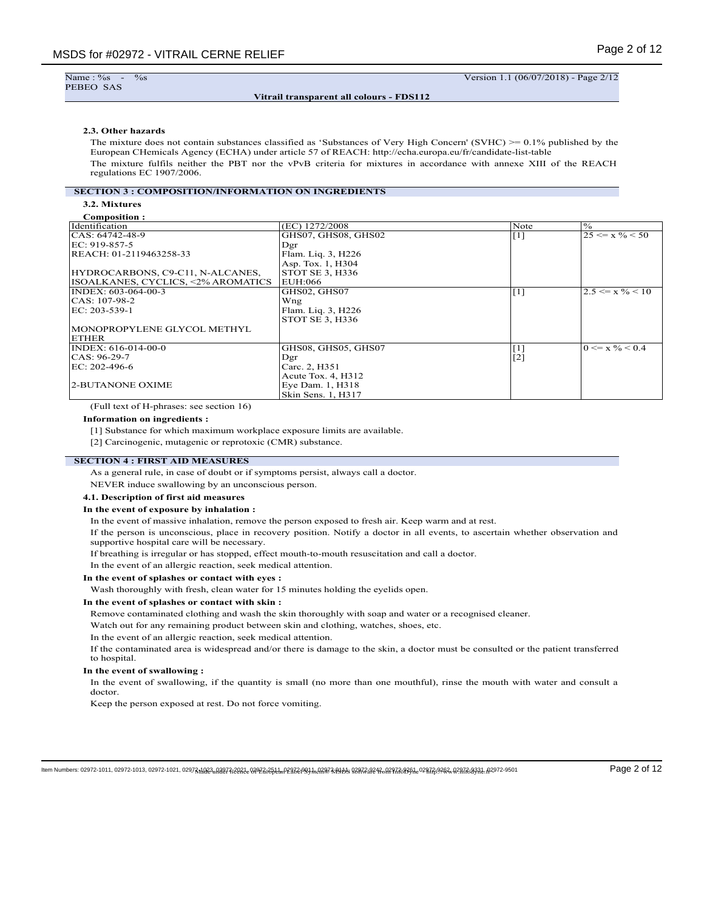Name : %s - %s
PEBEO SAS

Version 1.1 (06/07/2018) - Page 2/12

**Vitrail transparent all colours - FDS112**

**2.3. Other hazards**

The mixture does not contain substances classified as 'Substances of Very High Concern' (SVHC) >= 0.1% published by the European CHemicals Agency (ECHA) under article 57 of REACH: http://echa.europa.eu/fr/candidate-list-table

The mixture fulfils neither the PBT nor the vPvB criteria for mixtures in accordance with annexe XIII of the REACH regulations EC 1907/2006.

## SECTION 3 : COMPOSITION/INFORMATION ON INGREDIENTS

**3.2. Mixtures**

**Composition :**

| Identification | (EC) 1272/2008 | Note | % |
|---|---|---|---|
| CAS: 64742-48-9<br>EC: 919-857-5<br>REACH: 01-2119463258-33<br><br>HYDROCARBONS, C9-C11, N-ALCANES, ISOALKANES, CYCLICS, <2% AROMATICS | GHS07, GHS08, GHS02<br>Dgr<br>Flam. Liq. 3, H226<br>Asp. Tox. 1, H304<br>STOT SE 3, H336<br>EUH:066 | [1] | 25 <= x % < 50 |
| INDEX: 603-064-00-3<br>CAS: 107-98-2<br>EC: 203-539-1<br><br>MONOPROPYLENE GLYCOL METHYL ETHER | GHS02, GHS07<br>Wng<br>Flam. Liq. 3, H226<br>STOT SE 3, H336 | [1] | 2.5 <= x % < 10 |
| INDEX: 616-014-00-0<br>CAS: 96-29-7<br>EC: 202-496-6<br><br>2-BUTANONE OXIME | GHS08, GHS05, GHS07<br>Dgr<br>Carc. 2, H351<br>Acute Tox. 4, H312<br>Eye Dam. 1, H318<br>Skin Sens. 1, H317 | [1]<br>[2] | 0 <= x % < 0.4 |

(Full text of H-phrases: see section 16)

**Information on ingredients :**

[1] Substance for which maximum workplace exposure limits are available.

[2] Carcinogenic, mutagenic or reprotoxic (CMR) substance.

## SECTION 4 : FIRST AID MEASURES

As a general rule, in case of doubt or if symptoms persist, always call a doctor.

NEVER induce swallowing by an unconscious person.

**4.1. Description of first aid measures**

**In the event of exposure by inhalation :**

In the event of massive inhalation, remove the person exposed to fresh air. Keep warm and at rest.

If the person is unconscious, place in recovery position. Notify a doctor in all events, to ascertain whether observation and supportive hospital care will be necessary.

If breathing is irregular or has stopped, effect mouth-to-mouth resuscitation and call a doctor.

In the event of an allergic reaction, seek medical attention.

**In the event of splashes or contact with eyes :**

Wash thoroughly with fresh, clean water for 15 minutes holding the eyelids open.

**In the event of splashes or contact with skin :**

Remove contaminated clothing and wash the skin thoroughly with soap and water or a recognised cleaner.

Watch out for any remaining product between skin and clothing, watches, shoes, etc.

In the event of an allergic reaction, seek medical attention.

If the contaminated area is widespread and/or there is damage to the skin, a doctor must be consulted or the patient transferred to hospital.

**In the event of swallowing :**

In the event of swallowing, if the quantity is small (no more than one mouthful), rinse the mouth with water and consult a doctor.

Keep the person exposed at rest. Do not force vomiting.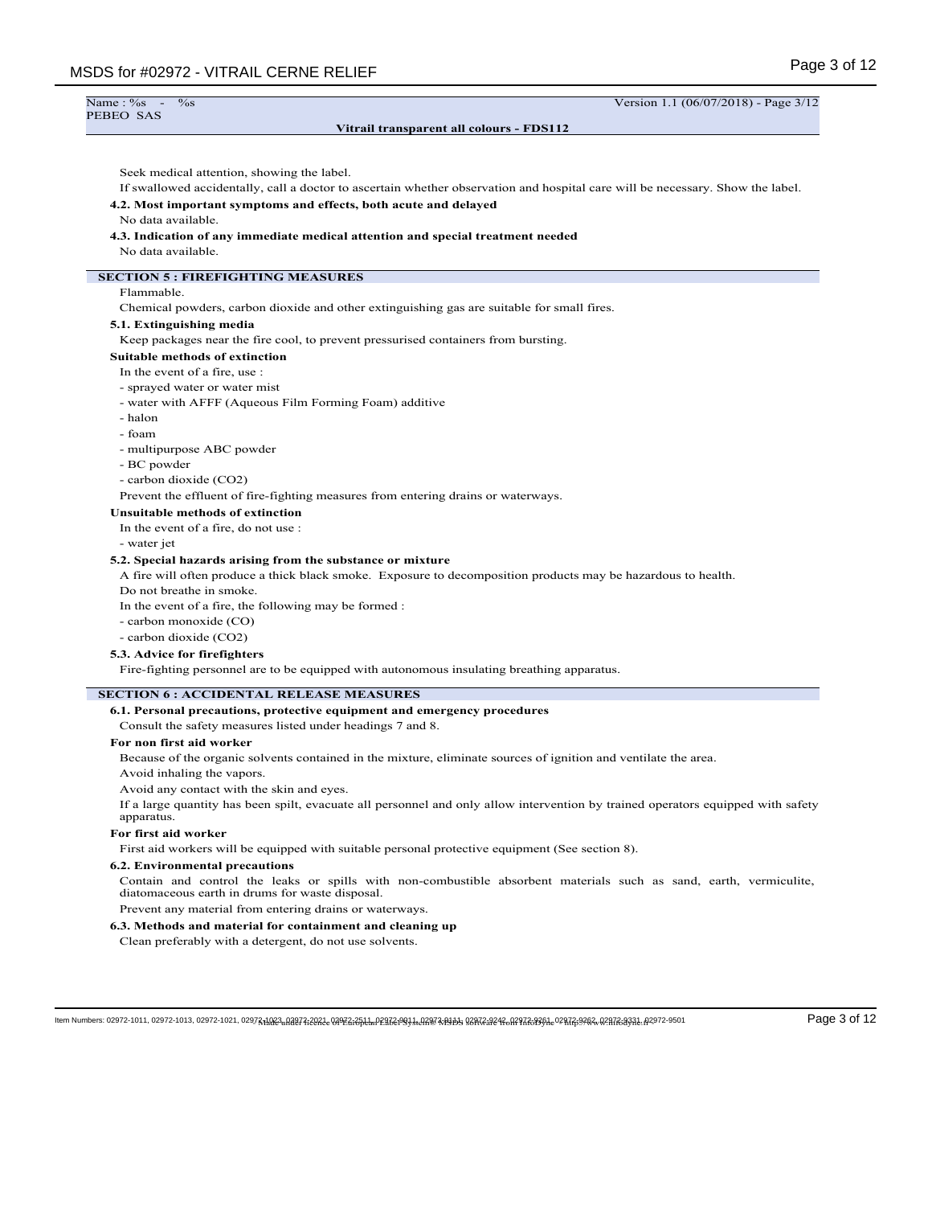Seek medical attention, showing the label.

If swallowed accidentally, call a doctor to ascertain whether observation and hospital care will be necessary. Show the label.

**4.2. Most important symptoms and effects, both acute and delayed**

No data available.

**4.3. Indication of any immediate medical attention and special treatment needed**

No data available.

## SECTION 5 : FIREFIGHTING MEASURES

Flammable.

Chemical powders, carbon dioxide and other extinguishing gas are suitable for small fires.

**5.1. Extinguishing media**

Keep packages near the fire cool, to prevent pressurised containers from bursting.

**Suitable methods of extinction**

In the event of a fire, use :

- sprayed water or water mist
- water with AFFF (Aqueous Film Forming Foam) additive
- halon
- foam
- multipurpose ABC powder
- BC powder
- carbon dioxide ($CO_2$)

Prevent the effluent of fire-fighting measures from entering drains or waterways.

**Unsuitable methods of extinction**

In the event of a fire, do not use :

- water jet

**5.2. Special hazards arising from the substance or mixture**

A fire will often produce a thick black smoke. Exposure to decomposition products may be hazardous to health.

Do not breathe in smoke.

In the event of a fire, the following may be formed :

- carbon monoxide (CO)
- carbon dioxide ($CO_2$)

**5.3. Advice for firefighters**

Fire-fighting personnel are to be equipped with autonomous insulating breathing apparatus.

## SECTION 6 : ACCIDENTAL RELEASE MEASURES

**6.1. Personal precautions, protective equipment and emergency procedures**

Consult the safety measures listed under headings 7 and 8.

**For non first aid worker**

Because of the organic solvents contained in the mixture, eliminate sources of ignition and ventilate the area.

Avoid inhaling the vapors.

Avoid any contact with the skin and eyes.

If a large quantity has been spilt, evacuate all personnel and only allow intervention by trained operators equipped with safety apparatus.

**For first aid worker**

First aid workers will be equipped with suitable personal protective equipment (See section 8).

**6.2. Environmental precautions**

Contain and control the leaks or spills with non-combustible absorbent materials such as sand, earth, vermiculite, diatomaceous earth in drums for waste disposal.

Prevent any material from entering drains or waterways.

**6.3. Methods and material for containment and cleaning up**

Clean preferably with a detergent, do not use solvents.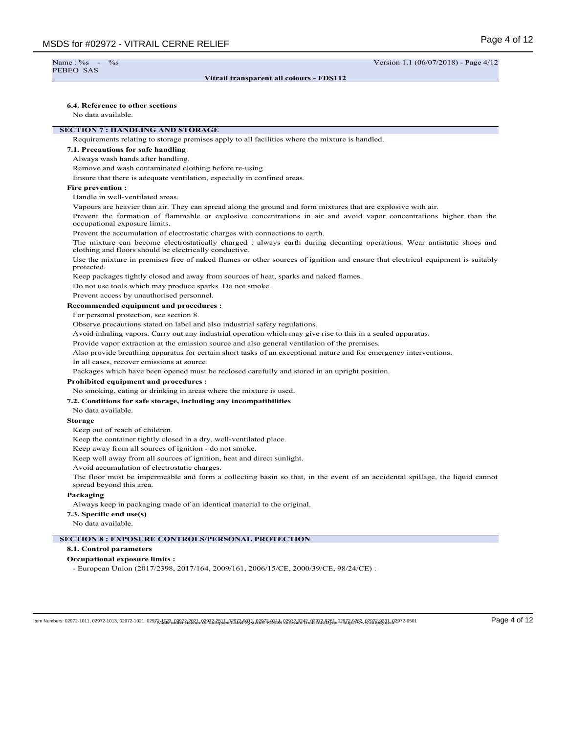#### 6.4. Reference to other sections

No data available.

## SECTION 7 : HANDLING AND STORAGE

Requirements relating to storage premises apply to all facilities where the mixture is handled.

#### 7.1. Precautions for safe handling

Always wash hands after handling.

Remove and wash contaminated clothing before re-using.

Ensure that there is adequate ventilation, especially in confined areas.

**Fire prevention :**

Handle in well-ventilated areas.

Vapours are heavier than air. They can spread along the ground and form mixtures that are explosive with air.

Prevent the formation of flammable or explosive concentrations in air and avoid vapor concentrations higher than the occupational exposure limits.

Prevent the accumulation of electrostatic charges with connections to earth.

The mixture can become electrostatically charged : always earth during decanting operations. Wear antistatic shoes and clothing and floors should be electrically conductive.

Use the mixture in premises free of naked flames or other sources of ignition and ensure that electrical equipment is suitably protected.

Keep packages tightly closed and away from sources of heat, sparks and naked flames.

Do not use tools which may produce sparks. Do not smoke.

Prevent access by unauthorised personnel.

**Recommended equipment and procedures :**

For personal protection, see section 8.

Observe precautions stated on label and also industrial safety regulations.

Avoid inhaling vapors. Carry out any industrial operation which may give rise to this in a sealed apparatus.

Provide vapor extraction at the emission source and also general ventilation of the premises.

Also provide breathing apparatus for certain short tasks of an exceptional nature and for emergency interventions.

In all cases, recover emissions at source.

Packages which have been opened must be reclosed carefully and stored in an upright position.

**Prohibited equipment and procedures :**

No smoking, eating or drinking in areas where the mixture is used.

#### 7.2. Conditions for safe storage, including any incompatibilities

No data available.

**Storage**

Keep out of reach of children.

Keep the container tightly closed in a dry, well-ventilated place.

Keep away from all sources of ignition - do not smoke.

Keep well away from all sources of ignition, heat and direct sunlight.

Avoid accumulation of electrostatic charges.

The floor must be impermeable and form a collecting basin so that, in the event of an accidental spillage, the liquid cannot spread beyond this area.

**Packaging**

Always keep in packaging made of an identical material to the original.

#### 7.3. Specific end use(s)

No data available.

## SECTION 8 : EXPOSURE CONTROLS/PERSONAL PROTECTION

#### 8.1. Control parameters

**Occupational exposure limits :**

- European Union (2017/2398, 2017/164, 2009/161, 2006/15/CE, 2000/39/CE, 98/24/CE) :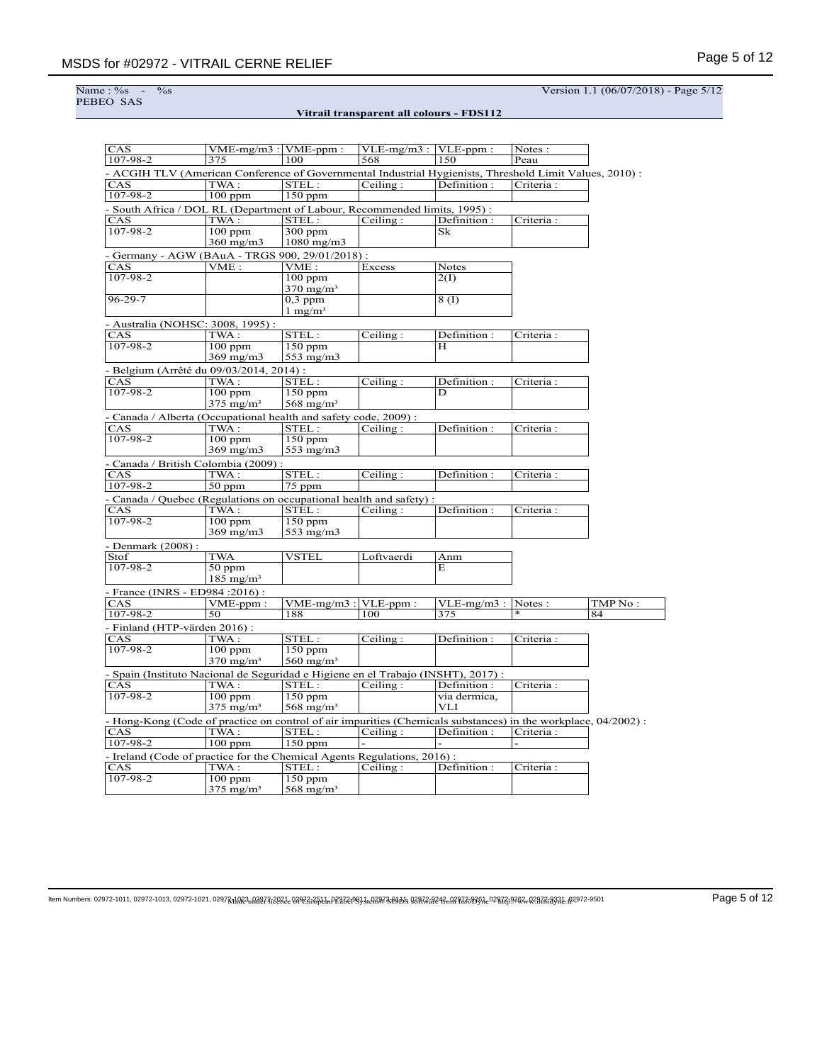| CAS | VME-mg/m3 : | VME-ppm : | VLE-mg/m3 : | VLE-ppm : | Notes : |
|---|---|---|---|---|---|
| 107-98-2 | 375 | 100 | 568 | 150 | Peau |

- ACGIH TLV (American Conference of Governmental Industrial Hygienists, Threshold Limit Values, 2010) :

| CAS | TWA : | STEL : | Ceiling : | Definition : | Criteria : |
|---|---|---|---|---|---|
| 107-98-2 | 100 ppm | 150 ppm | | | |

- South Africa / DOL RL (Department of Labour, Recommended limits, 1995) :

| CAS | TWA : | STEL : | Ceiling : | Definition : | Criteria : |
|---|---|---|---|---|---|
| 107-98-2 | 100 ppm<br>360 mg/m3 | 300 ppm<br>1080 mg/m3 | | Sk | |

- Germany - AGW (BAuA - TRGS 900, 29/01/2018) :

| CAS | VME : | VME : | Excess | Notes |
|---|---|---|---|---|
| 107-98-2 | | 100 ppm<br>370 mg/m³ | | 2(I) |
| 96-29-7 | | 0,3 ppm<br>1 mg/m³ | | 8 (I) |

- Australia (NOHSC: 3008, 1995) :

| CAS | TWA : | STEL : | Ceiling : | Definition : | Criteria : |
|---|---|---|---|---|---|
| 107-98-2 | 100 ppm<br>369 mg/m3 | 150 ppm<br>553 mg/m3 | | H | |

- Belgium (Arrêté du 09/03/2014, 2014) :

| CAS | TWA : | STEL : | Ceiling : | Definition : | Criteria : |
|---|---|---|---|---|---|
| 107-98-2 | 100 ppm<br>375 mg/m³ | 150 ppm<br>568 mg/m³ | | D | |

- Canada / Alberta (Occupational health and safety code, 2009) :

| CAS | TWA : | STEL : | Ceiling : | Definition : | Criteria : |
|---|---|---|---|---|---|
| 107-98-2 | 100 ppm<br>369 mg/m3 | 150 ppm<br>553 mg/m3 | | | |

- Canada / British Colombia (2009) :

| CAS | TWA : | STEL : | Ceiling : | Definition : | Criteria : |
|---|---|---|---|---|---|
| 107-98-2 | 50 ppm | 75 ppm | | | |

- Canada / Quebec (Regulations on occupational health and safety) :

| CAS | TWA : | STEL : | Ceiling : | Definition : | Criteria : |
|---|---|---|---|---|---|
| 107-98-2 | 100 ppm<br>369 mg/m3 | 150 ppm<br>553 mg/m3 | | | |

- Denmark (2008) :

| Stof | TWA | VSTEL | Loftvaerdi | Anm |
|---|---|---|---|---|
| 107-98-2 | 50 ppm<br>185 mg/m³ | | | E |

- France (INRS - ED984 :2016) :

| CAS | VME-ppm : | VME-mg/m3 : | VLE-ppm : | VLE-mg/m3 : | Notes : | TMP No : |
|---|---|---|---|---|---|---|
| 107-98-2 | 50 | 188 | 100 | 375 | * | 84 |

- Finland (HTP-värden 2016) :

| CAS | TWA : | STEL : | Ceiling : | Definition : | Criteria : |
|---|---|---|---|---|---|
| 107-98-2 | 100 ppm<br>370 mg/m³ | 150 ppm<br>560 mg/m³ | | | |

- Spain (Instituto Nacional de Seguridad e Higiene en el Trabajo (INSHT), 2017) :

| CAS | TWA : | STEL : | Ceiling : | Definition : | Criteria : |
|---|---|---|---|---|---|
| 107-98-2 | 100 ppm<br>375 mg/m³ | 150 ppm<br>568 mg/m³ | | via dermica,<br>VLI | |

- Hong-Kong (Code of practice on control of air impurities (Chemicals substances) in the workplace, 04/2002) :

| CAS | TWA : | STEL : | Ceiling : | Definition : | Criteria : |
|---|---|---|---|---|---|
| 107-98-2 | 100 ppm | 150 ppm | - | - | - |

- Ireland (Code of practice for the Chemical Agents Regulations, 2016) :

| CAS | TWA : | STEL : | Ceiling : | Definition : | Criteria : |
|---|---|---|---|---|---|
| 107-98-2 | 100 ppm<br>375 mg/m³ | 150 ppm<br>568 mg/m³ | | | |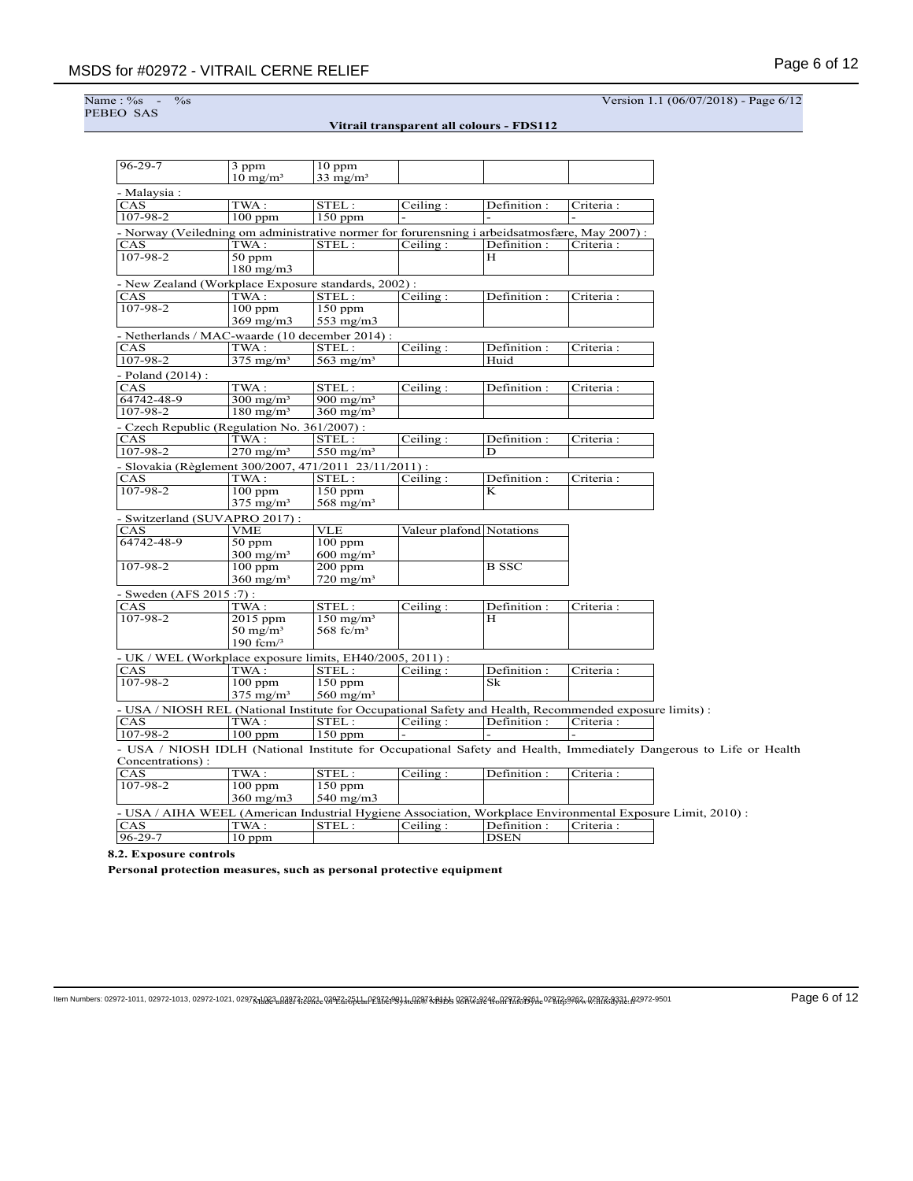| | | | | | |
|---|---|---|---|---|---|
| 96-29-7 | 3 ppm<br>10 mg/m³ | 10 ppm<br>33 mg/m³ | | | |

- Malaysia :

| CAS | TWA : | STEL : | Ceiling : | Definition : | Criteria : |
|---|---|---|---|---|---|
| 107-98-2 | 100 ppm | 150 ppm | - | - | - |

- Norway (Veiledning om administrative normer for forurensning i arbeidsatmosfære, May 2007) :

| CAS | TWA : | STEL : | Ceiling : | Definition : | Criteria : |
|---|---|---|---|---|---|
| 107-98-2 | 50 ppm<br>180 mg/m3 | | | H | |

- New Zealand (Workplace Exposure standards, 2002) :

| CAS | TWA : | STEL : | Ceiling : | Definition : | Criteria : |
|---|---|---|---|---|---|
| 107-98-2 | 100 ppm<br>369 mg/m3 | 150 ppm<br>553 mg/m3 | | | |

- Netherlands / MAC-waarde (10 december 2014) :

| CAS | TWA : | STEL : | Ceiling : | Definition : | Criteria : |
|---|---|---|---|---|---|
| 107-98-2 | 375 mg/m³ | 563 mg/m³ | | Huid | |

- Poland (2014) :

| CAS | TWA : | STEL : | Ceiling : | Definition : | Criteria : |
|---|---|---|---|---|---|
| 64742-48-9 | 300 mg/m³ | 900 mg/m³ | | | |
| 107-98-2 | 180 mg/m³ | 360 mg/m³ | | | |

- Czech Republic (Regulation No. 361/2007) :

| CAS | TWA : | STEL : | Ceiling : | Definition : | Criteria : |
|---|---|---|---|---|---|
| 107-98-2 | 270 mg/m³ | 550 mg/m³ | | D | |

- Slovakia (Règlement 300/2007, 471/2011 23/11/2011) :

| CAS | TWA : | STEL : | Ceiling : | Definition : | Criteria : |
|---|---|---|---|---|---|
| 107-98-2 | 100 ppm<br>375 mg/m³ | 150 ppm<br>568 mg/m³ | | K | |

- Switzerland (SUVAPRO 2017) :

| CAS | VME | VLE | Valeur plafond | Notations |
|---|---|---|---|---|
| 64742-48-9 | 50 ppm<br>300 mg/m³ | 100 ppm<br>600 mg/m³ | | |
| 107-98-2 | 100 ppm<br>360 mg/m³ | 200 ppm<br>720 mg/m³ | | B SSC |

- Sweden (AFS 2015 :7) :

| CAS | TWA : | STEL : | Ceiling : | Definition : | Criteria : |
|---|---|---|---|---|---|
| 107-98-2 | 2015 ppm<br>50 mg/m³<br>190 fcm/³ | 150 mg/m³<br>568 fc/m³ | | H | |

- UK / WEL (Workplace exposure limits, EH40/2005, 2011) :

| CAS | TWA : | STEL : | Ceiling : | Definition : | Criteria : |
|---|---|---|---|---|---|
| 107-98-2 | 100 ppm<br>375 mg/m³ | 150 ppm<br>560 mg/m³ | | Sk | |

- USA / NIOSH REL (National Institute for Occupational Safety and Health, Recommended exposure limits) :

| CAS | TWA : | STEL : | Ceiling : | Definition : | Criteria : |
|---|---|---|---|---|---|
| 107-98-2 | 100 ppm | 150 ppm | - | - | - |

- USA / NIOSH IDLH (National Institute for Occupational Safety and Health, Immediately Dangerous to Life or Health Concentrations) :

| CAS | TWA : | STEL : | Ceiling : | Definition : | Criteria : |
|---|---|---|---|---|---|
| 107-98-2 | 100 ppm<br>360 mg/m3 | 150 ppm<br>540 mg/m3 | | | |

- USA / AIHA WEEL (American Industrial Hygiene Association, Workplace Environmental Exposure Limit, 2010) :

| CAS | TWA : | STEL : | Ceiling : | Definition : | Criteria : |
|---|---|---|---|---|---|
| 96-29-7 | 10 ppm | | | DSEN | |

**8.2. Exposure controls**

**Personal protection measures, such as personal protective equipment**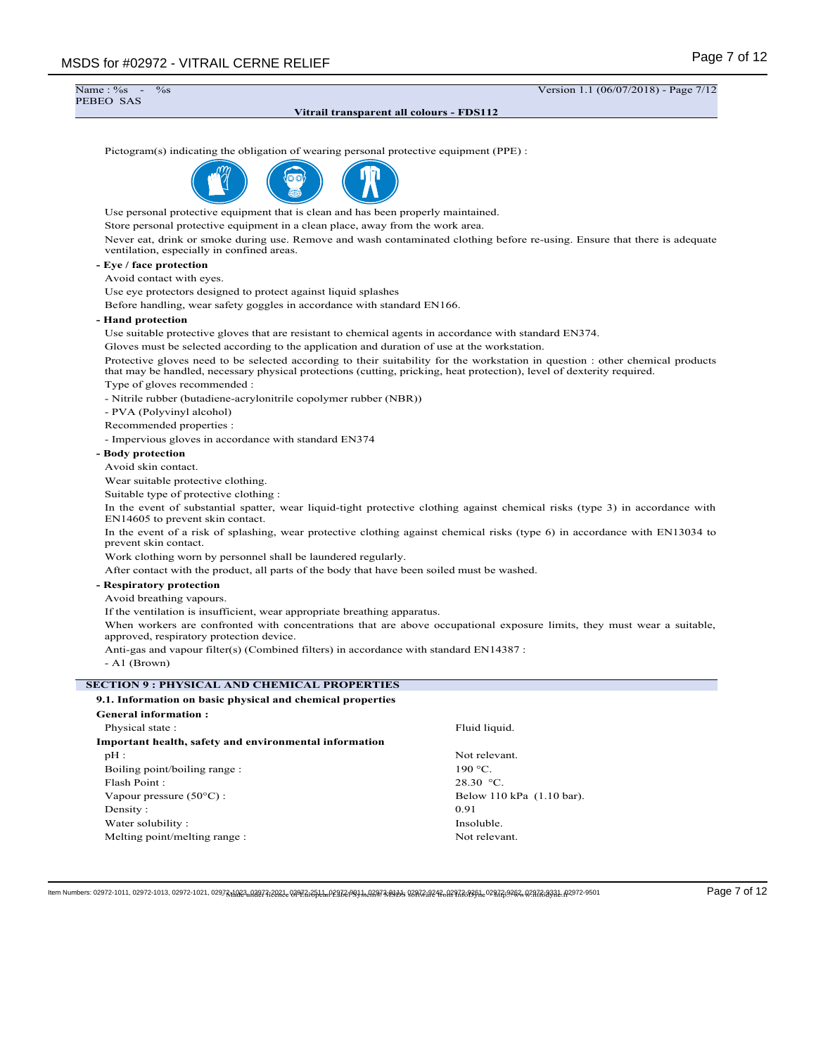Pictogram(s) indicating the obligation of wearing personal protective equipment (PPE) :

Use personal protective equipment that is clean and has been properly maintained.

Store personal protective equipment in a clean place, away from the work area.

Never eat, drink or smoke during use. Remove and wash contaminated clothing before re-using. Ensure that there is adequate ventilation, especially in confined areas.

**- Eye / face protection**

Avoid contact with eyes.

Use eye protectors designed to protect against liquid splashes

Before handling, wear safety goggles in accordance with standard EN166.

**- Hand protection**

Use suitable protective gloves that are resistant to chemical agents in accordance with standard EN374.

Gloves must be selected according to the application and duration of use at the workstation.

Protective gloves need to be selected according to their suitability for the workstation in question : other chemical products that may be handled, necessary physical protections (cutting, pricking, heat protection), level of dexterity required.

Type of gloves recommended :

- Nitrile rubber (butadiene-acrylonitrile copolymer rubber (NBR))
- PVA (Polyvinyl alcohol)

Recommended properties :

- Impervious gloves in accordance with standard EN374

**- Body protection**

Avoid skin contact.

Wear suitable protective clothing.

Suitable type of protective clothing :

In the event of substantial spatter, wear liquid-tight protective clothing against chemical risks (type 3) in accordance with EN14605 to prevent skin contact.

In the event of a risk of splashing, wear protective clothing against chemical risks (type 6) in accordance with EN13034 to prevent skin contact.

Work clothing worn by personnel shall be laundered regularly.

After contact with the product, all parts of the body that have been soiled must be washed.

**- Respiratory protection**

Avoid breathing vapours.

If the ventilation is insufficient, wear appropriate breathing apparatus.

When workers are confronted with concentrations that are above occupational exposure limits, they must wear a suitable, approved, respiratory protection device.

Anti-gas and vapour filter(s) (Combined filters) in accordance with standard EN14387 :

- A1 (Brown)

## SECTION 9 : PHYSICAL AND CHEMICAL PROPERTIES

**9.1. Information on basic physical and chemical properties**

**General information :**

| | |
|---|---|
| Physical state : | Fluid liquid. |

**Important health, safety and environmental information**

| | |
|---|---|
| pH : | Not relevant. |
| Boiling point/boiling range : | 190 °C. |
| Flash Point : | 28.30 °C. |
| Vapour pressure (50°C) : | Below 110 kPa (1.10 bar). |
| Density : | 0.91 |
| Water solubility : | Insoluble. |
| Melting point/melting range : | Not relevant. |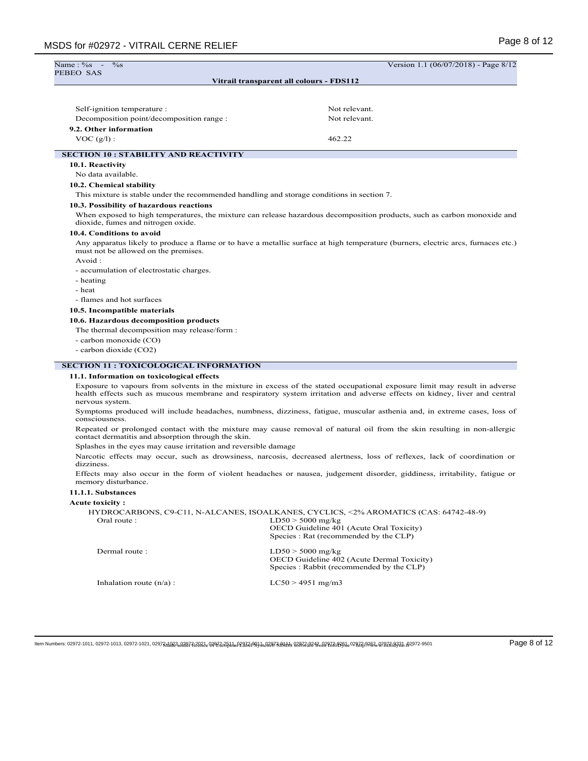| | |
|---|---|
| Self-ignition temperature : | Not relevant. |
| Decomposition point/decomposition range : | Not relevant. |

**9.2. Other information**

| | |
|---|---|
| VOC (g/l) : | 462.22 |

## SECTION 10 : STABILITY AND REACTIVITY

**10.1. Reactivity**

No data available.

**10.2. Chemical stability**

This mixture is stable under the recommended handling and storage conditions in section 7.

**10.3. Possibility of hazardous reactions**

When exposed to high temperatures, the mixture can release hazardous decomposition products, such as carbon monoxide and dioxide, fumes and nitrogen oxide.

**10.4. Conditions to avoid**

Any apparatus likely to produce a flame or to have a metallic surface at high temperature (burners, electric arcs, furnaces etc.) must not be allowed on the premises.

Avoid :

- accumulation of electrostatic charges.
- heating
- heat
- flames and hot surfaces

**10.5. Incompatible materials**

**10.6. Hazardous decomposition products**

The thermal decomposition may release/form :

- carbon monoxide (CO)
- carbon dioxide ($CO_2$)

## SECTION 11 : TOXICOLOGICAL INFORMATION

**11.1. Information on toxicological effects**

Exposure to vapours from solvents in the mixture in excess of the stated occupational exposure limit may result in adverse health effects such as mucous membrane and respiratory system irritation and adverse effects on kidney, liver and central nervous system.

Symptoms produced will include headaches, numbness, dizziness, fatigue, muscular asthenia and, in extreme cases, loss of consciousness.

Repeated or prolonged contact with the mixture may cause removal of natural oil from the skin resulting in non-allergic contact dermatitis and absorption through the skin.

Splashes in the eyes may cause irritation and reversible damage

Narcotic effects may occur, such as drowsiness, narcosis, decreased alertness, loss of reflexes, lack of coordination or dizziness.

Effects may also occur in the form of violent headaches or nausea, judgement disorder, giddiness, irritability, fatigue or memory disturbance.

**11.1.1. Substances**

**Acute toxicity :**

HYDROCARBONS, C9-C11, N-ALCANES, ISOALKANES, CYCLICS, <2% AROMATICS (CAS: 64742-48-9)

| | |
|---|---|
| Oral route : | LD50 > 5000 mg/kg<br>OECD Guideline 401 (Acute Oral Toxicity)<br>Species : Rat (recommended by the CLP) |
| Dermal route : | LD50 > 5000 mg/kg<br>OECD Guideline 402 (Acute Dermal Toxicity)<br>Species : Rabbit (recommended by the CLP) |
| Inhalation route (n/a) : | LC50 > 4951 mg/m3 |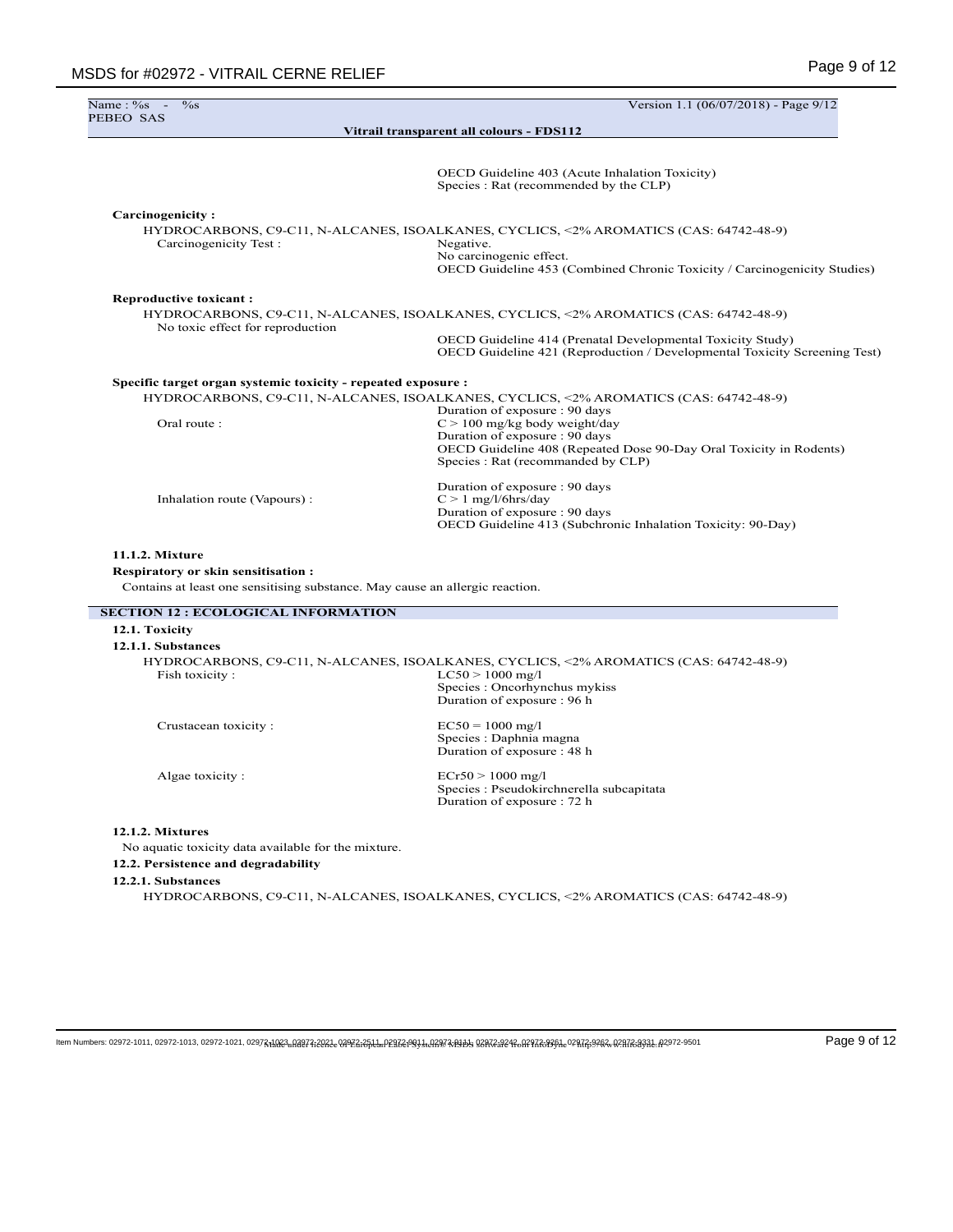OECD Guideline 403 (Acute Inhalation Toxicity)
Species : Rat (recommended by the CLP)

**Carcinogenicity :**

HYDROCARBONS, C9-C11, N-ALCANES, ISOALKANES, CYCLICS, <2% AROMATICS (CAS: 64742-48-9)

| | |
|---|---|
| Carcinogenicity Test : | Negative.<br>No carcinogenic effect.<br>OECD Guideline 453 (Combined Chronic Toxicity / Carcinogenicity Studies) |

**Reproductive toxicant :**

HYDROCARBONS, C9-C11, N-ALCANES, ISOALKANES, CYCLICS, <2% AROMATICS (CAS: 64742-48-9)

No toxic effect for reproduction

OECD Guideline 414 (Prenatal Developmental Toxicity Study)
OECD Guideline 421 (Reproduction / Developmental Toxicity Screening Test)

**Specific target organ systemic toxicity - repeated exposure :**

HYDROCARBONS, C9-C11, N-ALCANES, ISOALKANES, CYCLICS, <2% AROMATICS (CAS: 64742-48-9)

| | |
|---|---|
| Oral route : | Duration of exposure : 90 days<br>C > 100 mg/kg body weight/day<br>Duration of exposure : 90 days<br>OECD Guideline 408 (Repeated Dose 90-Day Oral Toxicity in Rodents)<br>Species : Rat (recommanded by CLP) |
| Inhalation route (Vapours) : | Duration of exposure : 90 days<br>C > 1 mg/l/6hrs/day<br>Duration of exposure : 90 days<br>OECD Guideline 413 (Subchronic Inhalation Toxicity: 90-Day) |

**11.1.2. Mixture**

**Respiratory or skin sensitisation :**

Contains at least one sensitising substance. May cause an allergic reaction.

## SECTION 12 : ECOLOGICAL INFORMATION

**12.1. Toxicity**

**12.1.1. Substances**

HYDROCARBONS, C9-C11, N-ALCANES, ISOALKANES, CYCLICS, <2% AROMATICS (CAS: 64742-48-9)

| | |
|---|---|
| Fish toxicity : | LC50 > 1000 mg/l<br>Species : Oncorhynchus mykiss<br>Duration of exposure : 96 h |
| Crustacean toxicity : | EC50 = 1000 mg/l<br>Species : Daphnia magna<br>Duration of exposure : 48 h |
| Algae toxicity : | ECr50 > 1000 mg/l<br>Species : Pseudokirchnerella subcapitata<br>Duration of exposure : 72 h |

**12.1.2. Mixtures**

No aquatic toxicity data available for the mixture.

**12.2. Persistence and degradability**

**12.2.1. Substances**

HYDROCARBONS, C9-C11, N-ALCANES, ISOALKANES, CYCLICS, <2% AROMATICS (CAS: 64742-48-9)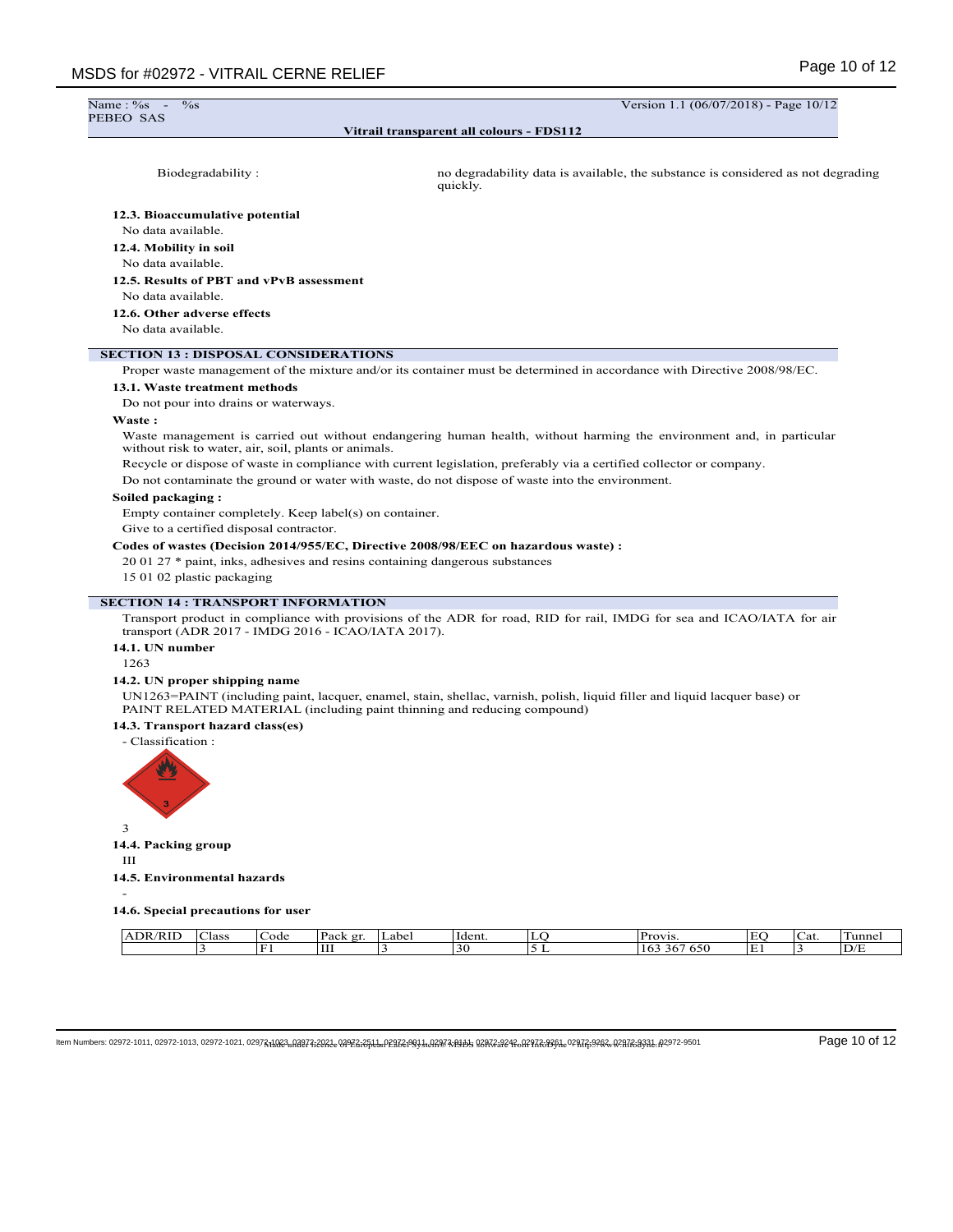Name : %s - %s
PEBEO SAS

Version 1.1 (06/07/2018) - Page 10/12

**Vitrail transparent all colours - FDS112**

Biodegradability : no degradability data is available, the substance is considered as not degrading quickly.

**12.3. Bioaccumulative potential**

No data available.

**12.4. Mobility in soil**

No data available.

**12.5. Results of PBT and vPvB assessment**

No data available.

**12.6. Other adverse effects**

No data available.

## SECTION 13 : DISPOSAL CONSIDERATIONS

Proper waste management of the mixture and/or its container must be determined in accordance with Directive 2008/98/EC.

**13.1. Waste treatment methods**

Do not pour into drains or waterways.

**Waste :**

Waste management is carried out without endangering human health, without harming the environment and, in particular without risk to water, air, soil, plants or animals.

Recycle or dispose of waste in compliance with current legislation, preferably via a certified collector or company.

Do not contaminate the ground or water with waste, do not dispose of waste into the environment.

**Soiled packaging :**

Empty container completely. Keep label(s) on container.

Give to a certified disposal contractor.

**Codes of wastes (Decision 2014/955/EC, Directive 2008/98/EEC on hazardous waste) :**

20 01 27 * paint, inks, adhesives and resins containing dangerous substances

15 01 02 plastic packaging

## SECTION 14 : TRANSPORT INFORMATION

Transport product in compliance with provisions of the ADR for road, RID for rail, IMDG for sea and ICAO/IATA for air transport (ADR 2017 - IMDG 2016 - ICAO/IATA 2017).

**14.1. UN number**

1263

**14.2. UN proper shipping name**

UN1263=PAINT (including paint, lacquer, enamel, stain, shellac, varnish, polish, liquid filler and liquid lacquer base) or PAINT RELATED MATERIAL (including paint thinning and reducing compound)

**14.3. Transport hazard class(es)**

- Classification :

3

**14.4. Packing group**

III

**14.5. Environmental hazards**

-

**14.6. Special precautions for user**

| ADR/RID | Class | Code | Pack gr. | Label | Ident. | LQ | Provis. | EQ | Cat. | Tunnel |
|---|---|---|---|---|---|---|---|---|---|---|
| | 3 | F1 | III | 3 | 30 | 5 L | 163 367 650 | E1 | 3 | D/E |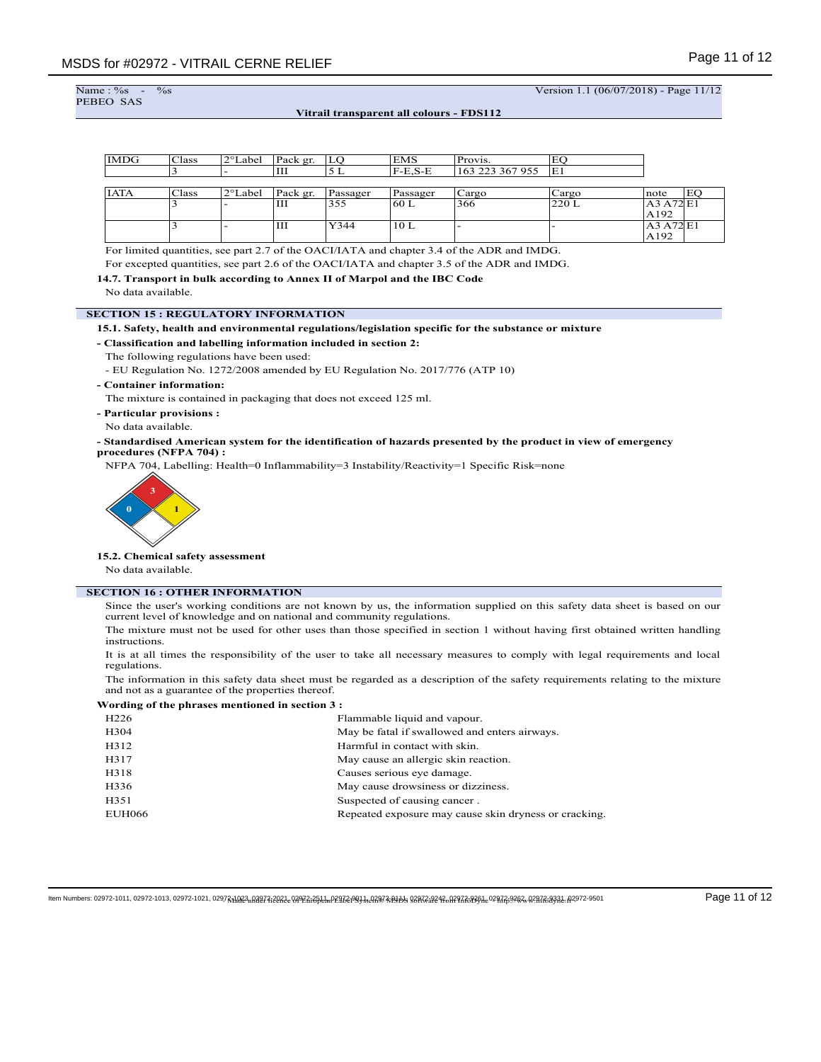| IMDG | Class | 2°Label | Pack gr. | LQ | EMS | Provis. | EQ |
|---|---|---|---|---|---|---|---|
| | 3 | - | III | 5 L | F-E,S-E | 163 223 367 955 | E1 |

| IATA | Class | 2°Label | Pack gr. | Passager | Passager | Cargo | Cargo | note | EQ |
|---|---|---|---|---|---|---|---|---|---|
| | 3 | - | III | 355 | 60 L | 366 | 220 L | A3 A72 A192 | E1 |
| | 3 | - | III | Y344 | 10 L | - | - | A3 A72 A192 | E1 |

For limited quantities, see part 2.7 of the OACI/IATA and chapter 3.4 of the ADR and IMDG.

For excepted quantities, see part 2.6 of the OACI/IATA and chapter 3.5 of the ADR and IMDG.

**14.7. Transport in bulk according to Annex II of Marpol and the IBC Code**

No data available.

## SECTION 15 : REGULATORY INFORMATION

**15.1. Safety, health and environmental regulations/legislation specific for the substance or mixture**

**- Classification and labelling information included in section 2:**

The following regulations have been used:

- EU Regulation No. 1272/2008 amended by EU Regulation No. 2017/776 (ATP 10)

**- Container information:**

The mixture is contained in packaging that does not exceed 125 ml.

**- Particular provisions :**

No data available.

**- Standardised American system for the identification of hazards presented by the product in view of emergency procedures (NFPA 704) :**

NFPA 704, Labelling: Health=0 Inflammability=3 Instability/Reactivity=1 Specific Risk=none

**15.2. Chemical safety assessment**

No data available.

## SECTION 16 : OTHER INFORMATION

Since the user's working conditions are not known by us, the information supplied on this safety data sheet is based on our current level of knowledge and on national and community regulations.

The mixture must not be used for other uses than those specified in section 1 without having first obtained written handling instructions.

It is at all times the responsibility of the user to take all necessary measures to comply with legal requirements and local regulations.

The information in this safety data sheet must be regarded as a description of the safety requirements relating to the mixture and not as a guarantee of the properties thereof.

**Wording of the phrases mentioned in section 3 :**

| | |
|---|---|
| H226 | Flammable liquid and vapour. |
| H304 | May be fatal if swallowed and enters airways. |
| H312 | Harmful in contact with skin. |
| H317 | May cause an allergic skin reaction. |
| H318 | Causes serious eye damage. |
| H336 | May cause drowsiness or dizziness. |
| H351 | Suspected of causing cancer . |
| EUH066 | Repeated exposure may cause skin dryness or cracking. |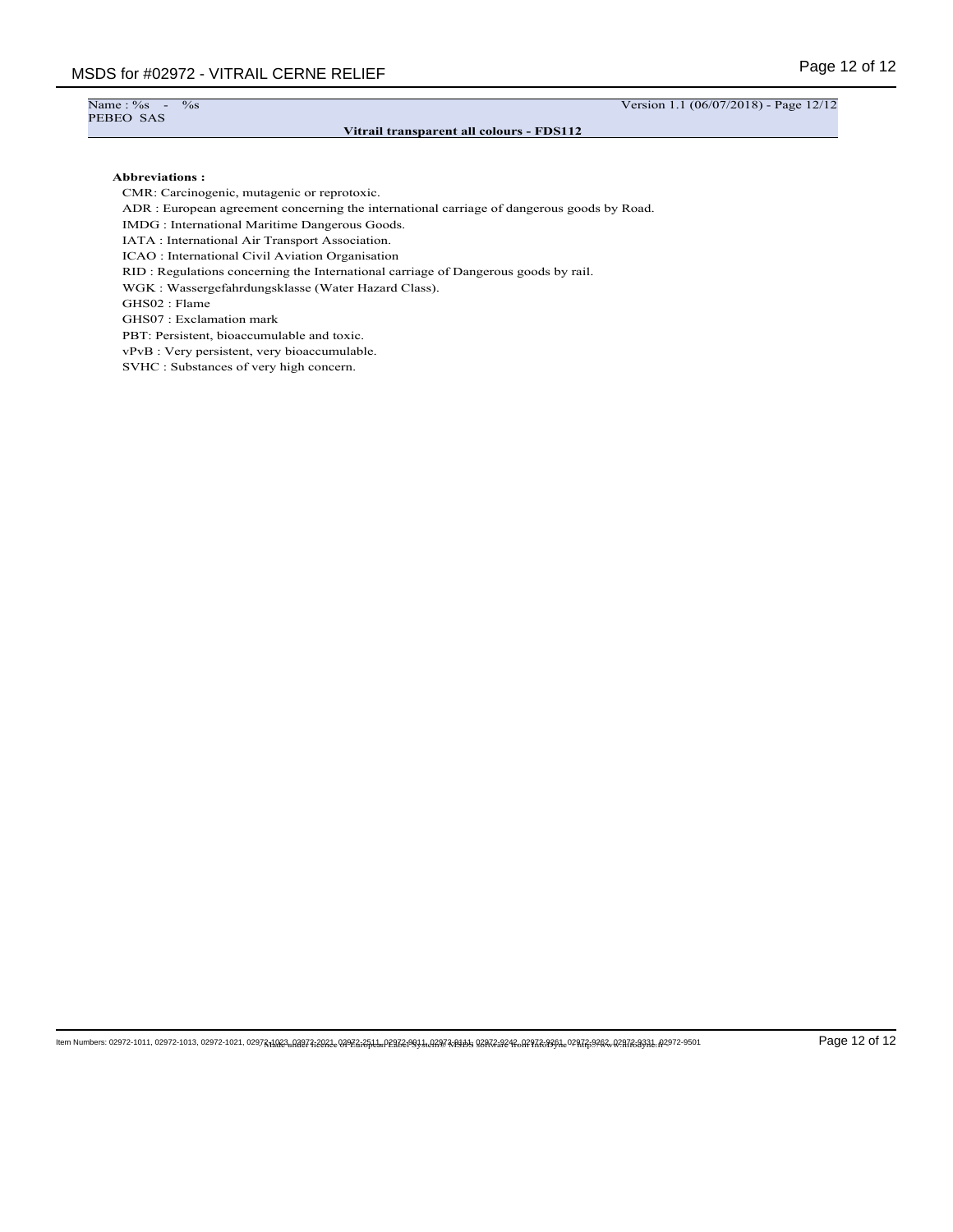**Abbreviations :**

CMR: Carcinogenic, mutagenic or reprotoxic.

ADR : European agreement concerning the international carriage of dangerous goods by Road.

IMDG : International Maritime Dangerous Goods.

IATA : International Air Transport Association.

ICAO : International Civil Aviation Organisation

RID : Regulations concerning the International carriage of Dangerous goods by rail.

WGK : Wassergefahrdungsklasse (Water Hazard Class).

GHS02 : Flame

GHS07 : Exclamation mark

PBT: Persistent, bioaccumulable and toxic.

vPvB : Very persistent, very bioaccumulable.

SVHC : Substances of very high concern.